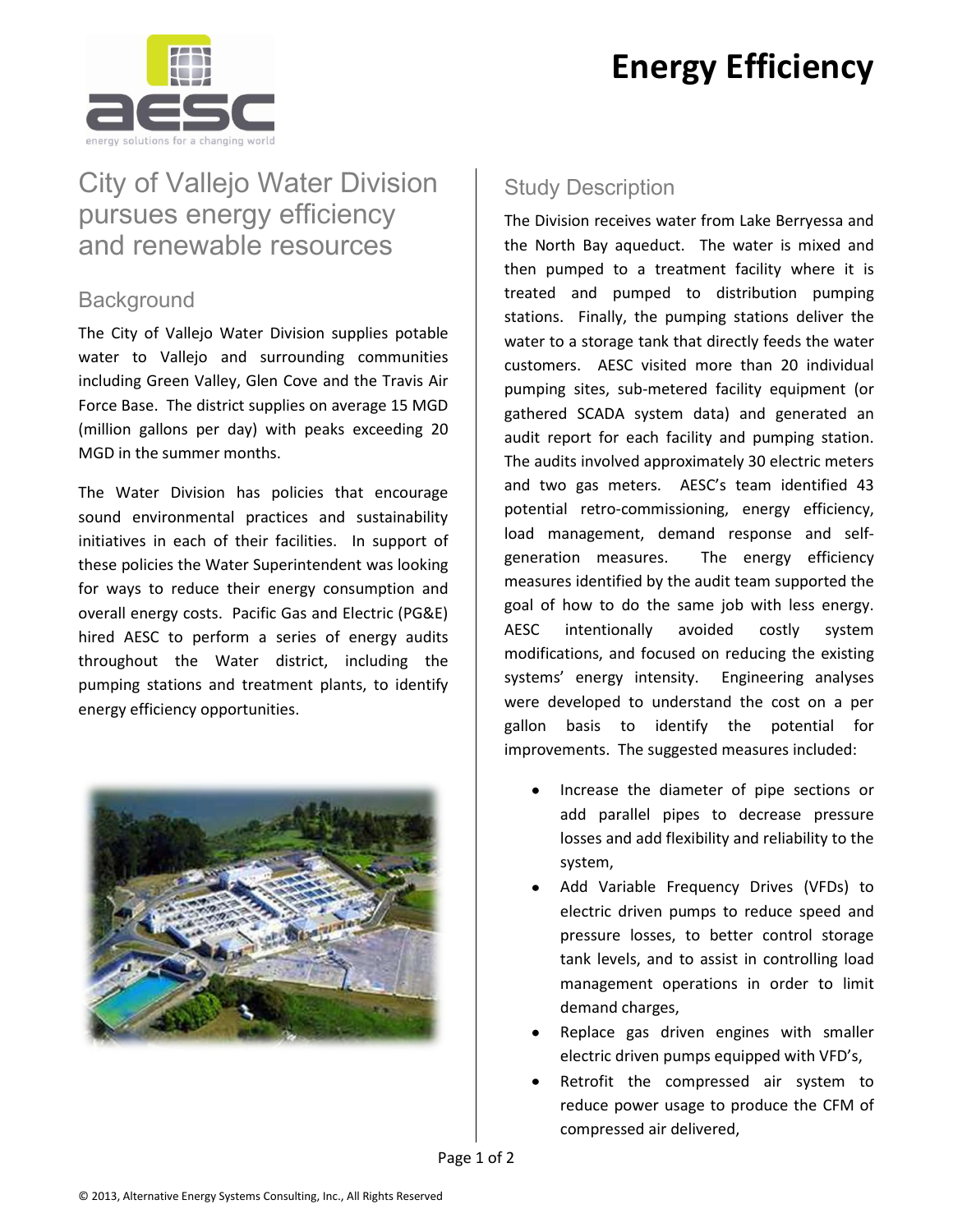# Energy Efficiency

## City of Vallejo Water Division pursues energy efficiency and renewable resources

### Background

The City of Vallejo Water Division supplies potable water to Vallejo and surrounding communities including Green Valley, Glen Cove and the Travis Air Force Base. The district supplies on average 15 MGD (million gallons per day) with peaks exceeding 20 MGD in the summer months.

The Water Division has policies that encourage sound environmental practices and sustainability initiatives in each of their facilities. In support of these policies the Water Superintendent was looking for ways to reduce their energy consumption and overall energy costs. Pacific Gas and Electric (PG&E) hired AESC to perform a series of energy audits throughout the Water district, including the pumping stations and treatment plants, to identify energy efficiency opportunities.

### Study Description

The Division receives water from Lake Berryessa and the North Bay aqueduct. The water is mixed and then pumped to a treatment facility where it is treated and pumped to distribution pumping stations. Finally, the pumping stations deliver the water to a storage tank that directly feeds the water customers. AESC visited more than 20 individual pumping sites, sub-metered facility equipment (or gathered SCADA system data) and generated an audit report for each facility and pumping station. The audits involved approximately 30 electric meters and two gas meters. AESC's team identified 43 potential retro-commissioning, energy efficiency, load management, demand response and self-generation measures. The energy efficiency measures identified by the audit team supported the goal of how to do the same job with less energy. AESC intentionally avoided costly system modifications, and focused on reducing the existing systems' energy intensity. Engineering analyses were developed to understand the cost on a per gallon basis to identify the potential for improvements. The suggested measures included:

- Increase the diameter of pipe sections or add parallel pipes to decrease pressure losses and add flexibility and reliability to the system,
- Add Variable Frequency Drives (VFDs) to electric driven pumps to reduce speed and pressure losses, to better control storage tank levels, and to assist in controlling load management operations in order to limit demand charges,
- Replace gas driven engines with smaller electric driven pumps equipped with VFD's,
- Retrofit the compressed air system to reduce power usage to produce the CFM of compressed air delivered,

© 2013, Alternative Energy Systems Consulting, Inc., All Rights Reserved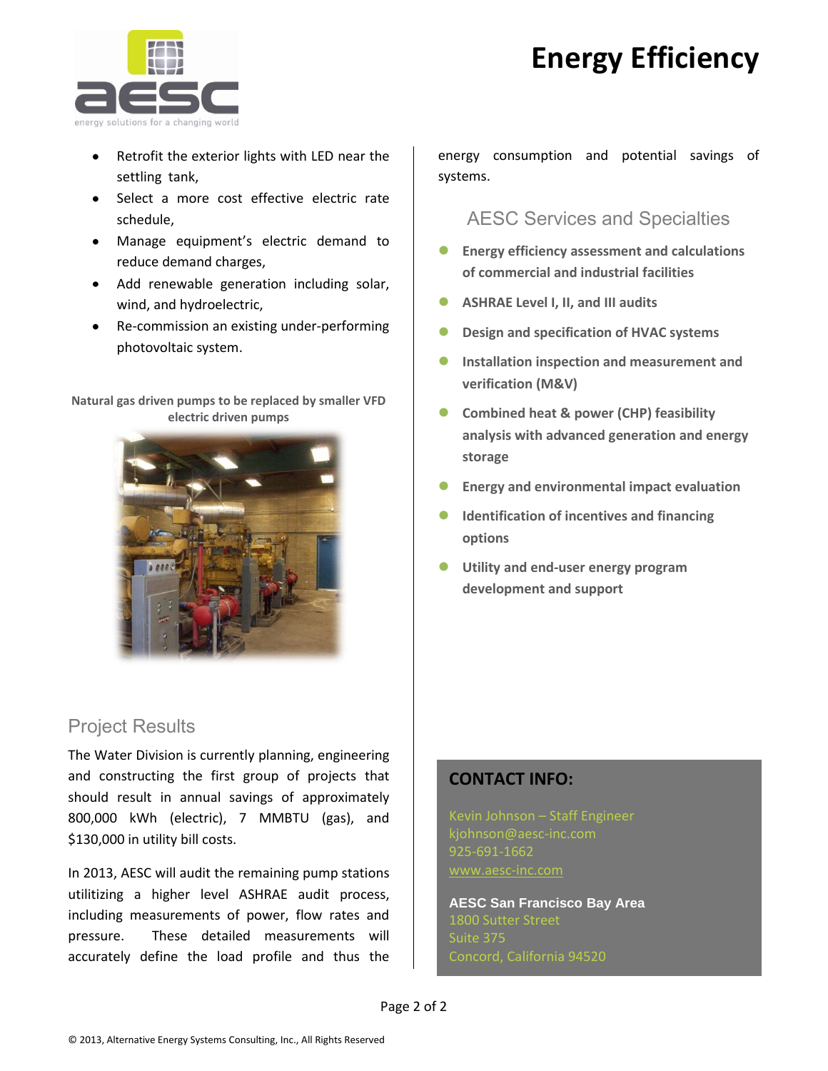- Retrofit the exterior lights with LED near the settling tank,
- Select a more cost effective electric rate schedule,
- Manage equipment's electric demand to reduce demand charges,
- Add renewable generation including solar, wind, and hydroelectric,
- Re-commission an existing under-performing photovoltaic system.

**Natural gas driven pumps to be replaced by smaller VFD electric driven pumps**

## Project Results

The Water Division is currently planning, engineering and constructing the first group of projects that should result in annual savings of approximately 800,000 kWh (electric), 7 MMBTU (gas), and $130,000 in utility bill costs.

In 2013, AESC will audit the remaining pump stations utilitizing a higher level ASHRAE audit process, including measurements of power, flow rates and pressure. These detailed measurements will accurately define the load profile and thus the energy consumption and potential savings of systems.

## AESC Services and Specialties

- **Energy efficiency assessment and calculations of commercial and industrial facilities**
- **ASHRAE Level I, II, and III audits**
- **Design and specification of HVAC systems**
- **Installation inspection and measurement and verification (M&V)**
- **Combined heat & power (CHP) feasibility analysis with advanced generation and energy storage**
- **Energy and environmental impact evaluation**
- **Identification of incentives and financing options**
- **Utility and end-user energy program development and support**

## CONTACT INFO:

Kevin Johnson – Staff Engineer
kjohnson@aesc-inc.com
925-691-1662
www.aesc-inc.com

**AESC San Francisco Bay Area**
1800 Sutter Street
Suite 375
Concord, California 94520

© 2013, Alternative Energy Systems Consulting, Inc., All Rights Reserved